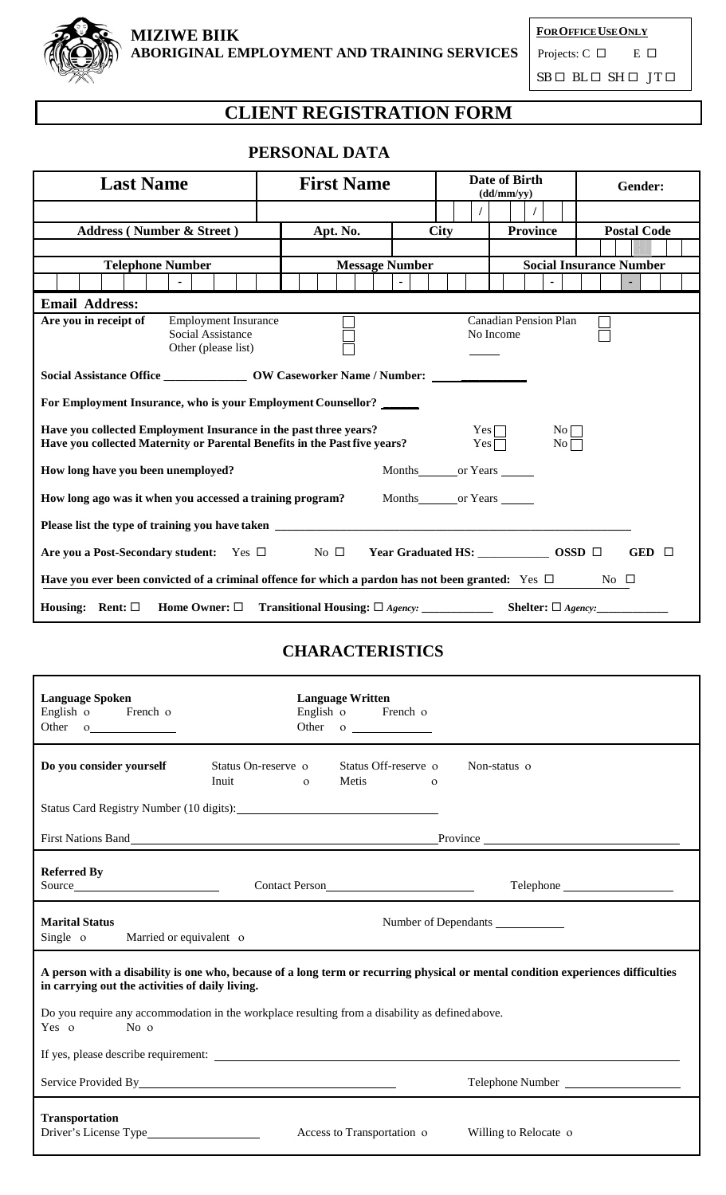**MIZIWE BIIK**
**ABORIGINAL EMPLOYMENT AND TRAINING SERVICES**

| **FOR OFFICE USE ONLY** |
|---|
| Projects: C ☐ E ☐ |
| SB ☐ BL ☐ SH ☐ JT ☐ |

# CLIENT REGISTRATION FORM

## PERSONAL DATA

| Last Name | First Name | | Date of Birth (dd/mm/yy) | | Gender: |
|---|---|---|---|---|---|
| | | | / / | | |
| **Address ( Number & Street )** | **Apt. No.** | **City** | **Province** | | **Postal Code** |
| | | | | | |
| **Telephone Number** | **Message Number** | | **Social Insurance Number** | | |
| - | - | | - - | | |

**Email Address:**

**Are you in receipt of** Employment Insurance ☐ Social Assistance ☐ Other (please list) ☐ Canadian Pension Plan ☐ No Income ☐

**Social Assistance Office** ______________ **OW Caseworker Name / Number:** ___________

**For Employment Insurance, who is your Employment Counsellor?** ______

**Have you collected Employment Insurance in the past three years?** Yes ☐ No ☐
**Have you collected Maternity or Parental Benefits in the Past five years?** Yes ☐ No ☐

**How long have you been unemployed?** Months______ or Years ______

**How long ago was it when you accessed a training program?** Months______ or Years ______

**Please list the type of training you have taken** ______________________________

**Are you a Post-Secondary student:** Yes ☐ No ☐ **Year Graduated HS:** ___________ **OSSD** ☐ **GED** ☐

**Have you ever been convicted of a criminal offence for which a pardon has not been granted:** Yes ☐ No ☐

**Housing: Rent:** ☐ **Home Owner:** ☐ **Transitional Housing:** ☐ *Agency:* ___________ **Shelter:** ☐ *Agency:* ___________

## CHARACTERISTICS

**Language Spoken**
English o French o
Other o ____________

**Language Written**
English o French o
Other o ____________

**Do you consider yourself** Status On-reserve o Status Off-reserve o Non-status o Inuit o Metis o

Status Card Registry Number (10 digits): ______________________________

First Nations Band ______________________________ Province ______________________________

**Referred By**
Source ____________ Contact Person ____________ Telephone ____________

**Marital Status**
Single o Married or equivalent o

Number of Dependants ____________

**A person with a disability is one who, because of a long term or recurring physical or mental condition experiences difficulties in carrying out the activities of daily living.**

Do you require any accommodation in the workplace resulting from a disability as defined above.
Yes o No o

If yes, please describe requirement: ______________________________

Service Provided By ______________________________ Telephone Number ____________

**Transportation**
Driver's License Type ____________ Access to Transportation o Willing to Relocate o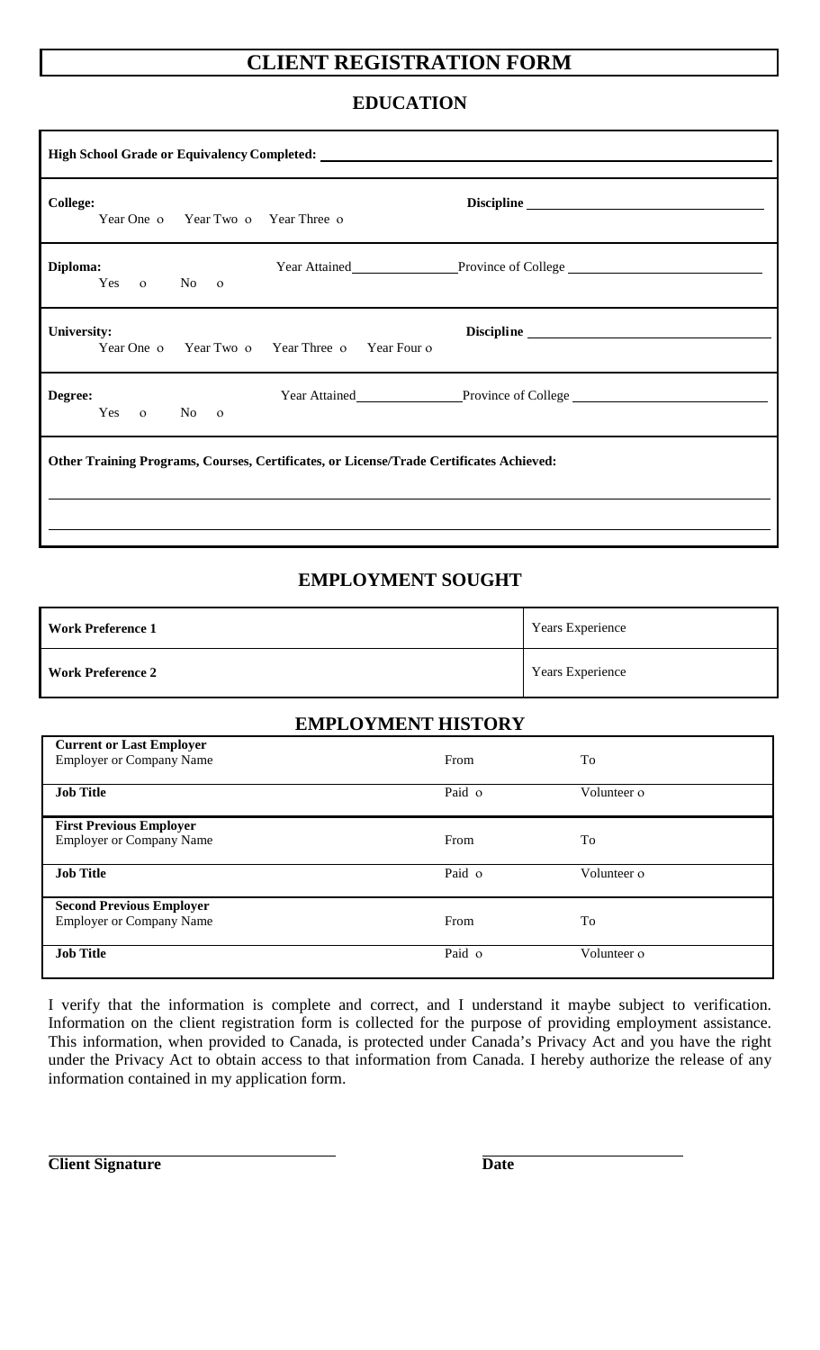# CLIENT REGISTRATION FORM

## EDUCATION

**High School Grade or Equivalency Completed:** ______________________________

**College:** Year One o Year Two o Year Three o **Discipline** ______________________________

**Diploma:** Yes o No o Year Attained______________ Province of College ______________________________

**University:** Year One o Year Two o Year Three o Year Four o **Discipline** ______________________________

**Degree:** Yes o No o Year Attained______________ Province of College ______________________________

**Other Training Programs, Courses, Certificates, or License/Trade Certificates Achieved:**

______________________________________________________________________

______________________________________________________________________

## EMPLOYMENT SOUGHT

| | |
|---|---|
| **Work Preference 1** | Years Experience |
| **Work Preference 2** | Years Experience |

## EMPLOYMENT HISTORY

| | | |
|---|---|---|
| **Current or Last Employer**<br>Employer or Company Name | From | To |
| **Job Title** | Paid o | Volunteer o |
| **First Previous Employer**<br>Employer or Company Name | From | To |
| **Job Title** | Paid o | Volunteer o |
| **Second Previous Employer**<br>Employer or Company Name | From | To |
| **Job Title** | Paid o | Volunteer o |

I verify that the information is complete and correct, and I understand it maybe subject to verification. Information on the client registration form is collected for the purpose of providing employment assistance. This information, when provided to Canada, is protected under Canada's Privacy Act and you have the right under the Privacy Act to obtain access to that information from Canada. I hereby authorize the release of any information contained in my application form.

______________________________ ______________________

**Client Signature** **Date**